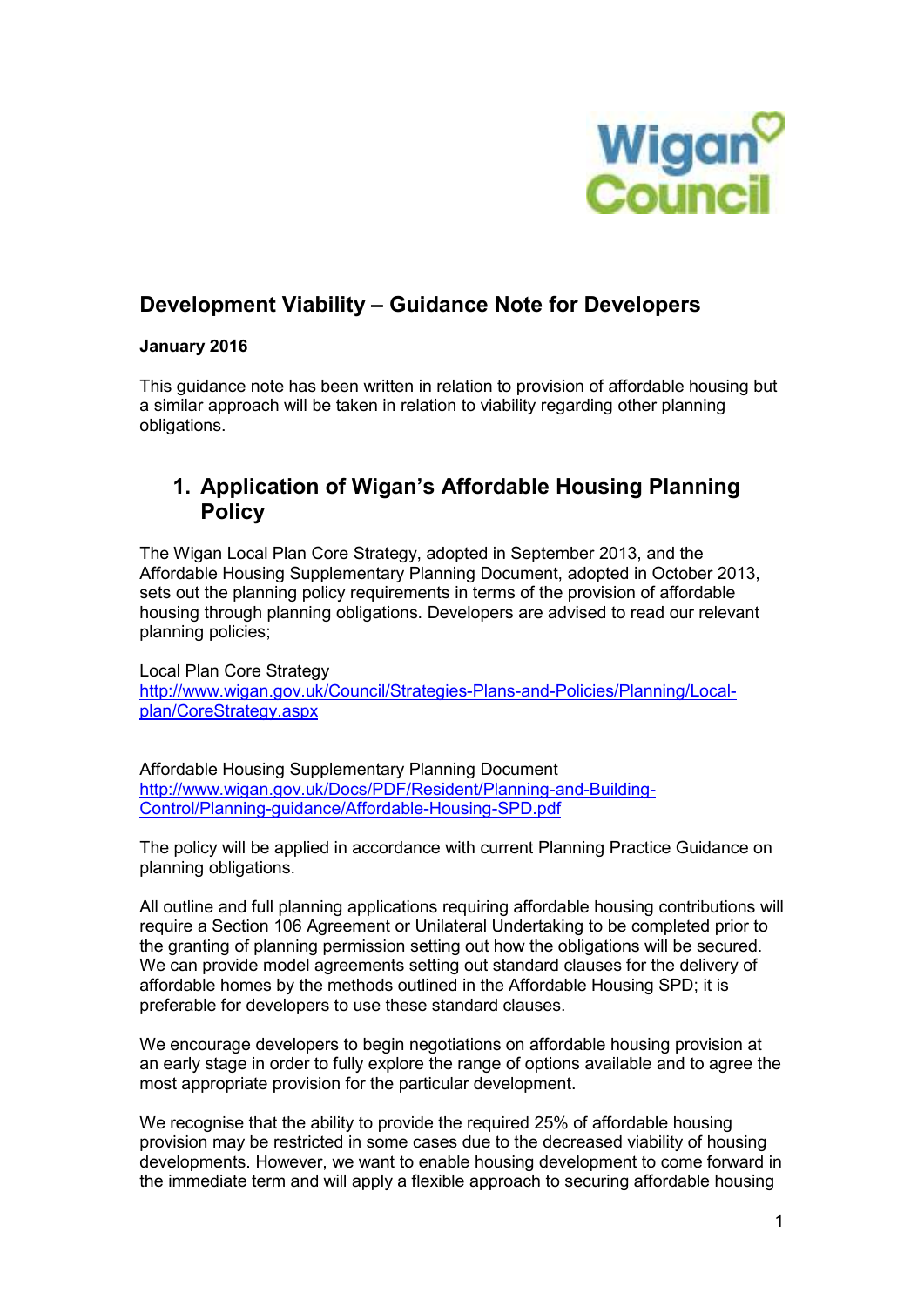# Development Viability – Guidance Note for Developers

**January 2016**

This guidance note has been written in relation to provision of affordable housing but a similar approach will be taken in relation to viability regarding other planning obligations.

## 1. Application of Wigan's Affordable Housing Planning Policy

The Wigan Local Plan Core Strategy, adopted in September 2013, and the Affordable Housing Supplementary Planning Document, adopted in October 2013, sets out the planning policy requirements in terms of the provision of affordable housing through planning obligations. Developers are advised to read our relevant planning policies;

Local Plan Core Strategy
http://www.wigan.gov.uk/Council/Strategies-Plans-and-Policies/Planning/Local-plan/CoreStrategy.aspx

Affordable Housing Supplementary Planning Document
http://www.wigan.gov.uk/Docs/PDF/Resident/Planning-and-Building-Control/Planning-guidance/Affordable-Housing-SPD.pdf

The policy will be applied in accordance with current Planning Practice Guidance on planning obligations.

All outline and full planning applications requiring affordable housing contributions will require a Section 106 Agreement or Unilateral Undertaking to be completed prior to the granting of planning permission setting out how the obligations will be secured. We can provide model agreements setting out standard clauses for the delivery of affordable homes by the methods outlined in the Affordable Housing SPD; it is preferable for developers to use these standard clauses.

We encourage developers to begin negotiations on affordable housing provision at an early stage in order to fully explore the range of options available and to agree the most appropriate provision for the particular development.

We recognise that the ability to provide the required 25% of affordable housing provision may be restricted in some cases due to the decreased viability of housing developments. However, we want to enable housing development to come forward in the immediate term and will apply a flexible approach to securing affordable housing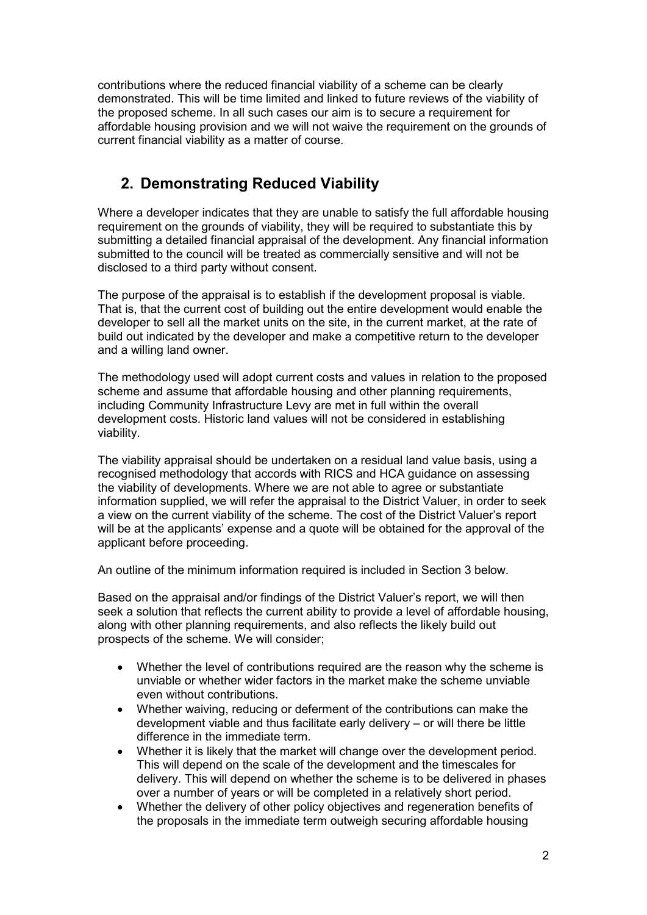contributions where the reduced financial viability of a scheme can be clearly demonstrated. This will be time limited and linked to future reviews of the viability of the proposed scheme. In all such cases our aim is to secure a requirement for affordable housing provision and we will not waive the requirement on the grounds of current financial viability as a matter of course.

## 2. Demonstrating Reduced Viability

Where a developer indicates that they are unable to satisfy the full affordable housing requirement on the grounds of viability, they will be required to substantiate this by submitting a detailed financial appraisal of the development. Any financial information submitted to the council will be treated as commercially sensitive and will not be disclosed to a third party without consent.

The purpose of the appraisal is to establish if the development proposal is viable. That is, that the current cost of building out the entire development would enable the developer to sell all the market units on the site, in the current market, at the rate of build out indicated by the developer and make a competitive return to the developer and a willing land owner.

The methodology used will adopt current costs and values in relation to the proposed scheme and assume that affordable housing and other planning requirements, including Community Infrastructure Levy are met in full within the overall development costs. Historic land values will not be considered in establishing viability.

The viability appraisal should be undertaken on a residual land value basis, using a recognised methodology that accords with RICS and HCA guidance on assessing the viability of developments. Where we are not able to agree or substantiate information supplied, we will refer the appraisal to the District Valuer, in order to seek a view on the current viability of the scheme. The cost of the District Valuer's report will be at the applicants' expense and a quote will be obtained for the approval of the applicant before proceeding.

An outline of the minimum information required is included in Section 3 below.

Based on the appraisal and/or findings of the District Valuer's report, we will then seek a solution that reflects the current ability to provide a level of affordable housing, along with other planning requirements, and also reflects the likely build out prospects of the scheme. We will consider;

- Whether the level of contributions required are the reason why the scheme is unviable or whether wider factors in the market make the scheme unviable even without contributions.
- Whether waiving, reducing or deferment of the contributions can make the development viable and thus facilitate early delivery – or will there be little difference in the immediate term.
- Whether it is likely that the market will change over the development period. This will depend on the scale of the development and the timescales for delivery. This will depend on whether the scheme is to be delivered in phases over a number of years or will be completed in a relatively short period.
- Whether the delivery of other policy objectives and regeneration benefits of the proposals in the immediate term outweigh securing affordable housing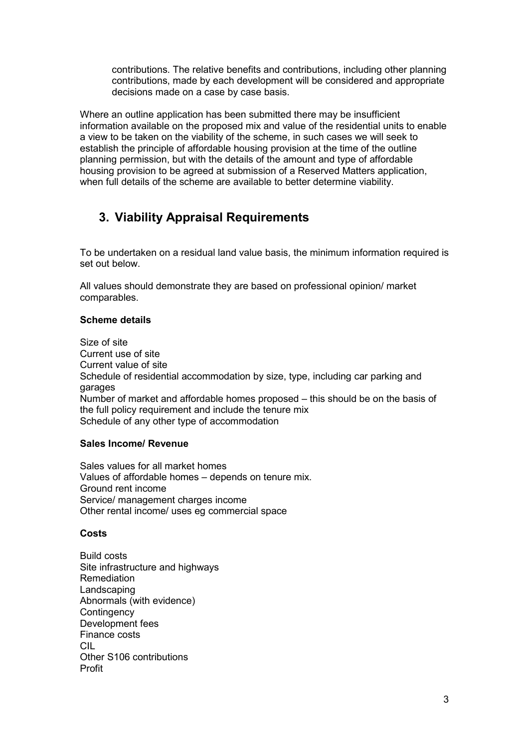contributions. The relative benefits and contributions, including other planning contributions, made by each development will be considered and appropriate decisions made on a case by case basis.

Where an outline application has been submitted there may be insufficient information available on the proposed mix and value of the residential units to enable a view to be taken on the viability of the scheme, in such cases we will seek to establish the principle of affordable housing provision at the time of the outline planning permission, but with the details of the amount and type of affordable housing provision to be agreed at submission of a Reserved Matters application, when full details of the scheme are available to better determine viability.

## 3. Viability Appraisal Requirements

To be undertaken on a residual land value basis, the minimum information required is set out below.

All values should demonstrate they are based on professional opinion/ market comparables.

**Scheme details**

Size of site
Current use of site
Current value of site
Schedule of residential accommodation by size, type, including car parking and garages
Number of market and affordable homes proposed – this should be on the basis of the full policy requirement and include the tenure mix
Schedule of any other type of accommodation

**Sales Income/ Revenue**

Sales values for all market homes
Values of affordable homes – depends on tenure mix.
Ground rent income
Service/ management charges income
Other rental income/ uses eg commercial space

**Costs**

Build costs
Site infrastructure and highways
Remediation
Landscaping
Abnormals (with evidence)
Contingency
Development fees
Finance costs
CIL
Other S106 contributions
Profit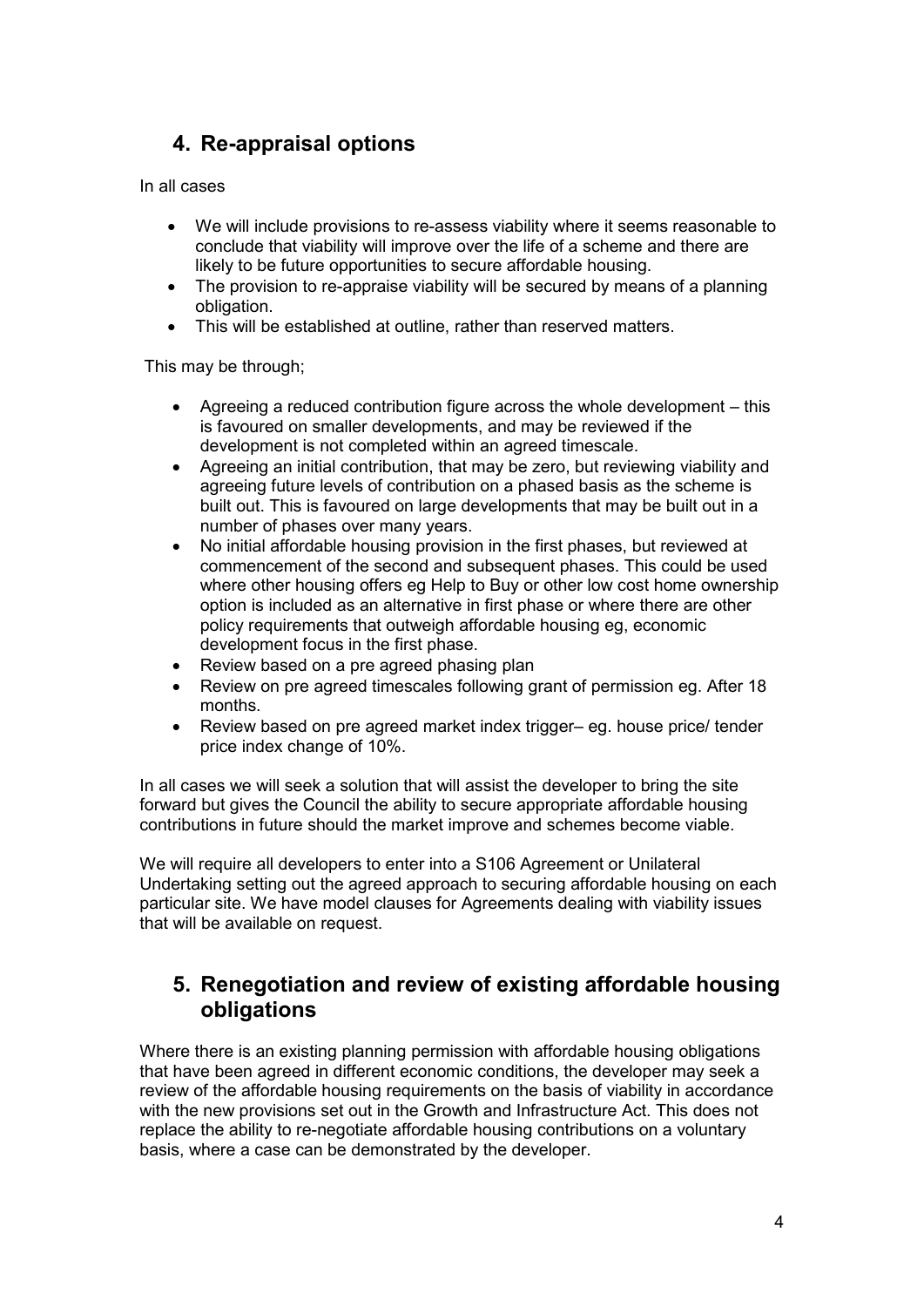## 4. Re-appraisal options

In all cases

- We will include provisions to re-assess viability where it seems reasonable to conclude that viability will improve over the life of a scheme and there are likely to be future opportunities to secure affordable housing.
- The provision to re-appraise viability will be secured by means of a planning obligation.
- This will be established at outline, rather than reserved matters.

This may be through;

- Agreeing a reduced contribution figure across the whole development – this is favoured on smaller developments, and may be reviewed if the development is not completed within an agreed timescale.
- Agreeing an initial contribution, that may be zero, but reviewing viability and agreeing future levels of contribution on a phased basis as the scheme is built out. This is favoured on large developments that may be built out in a number of phases over many years.
- No initial affordable housing provision in the first phases, but reviewed at commencement of the second and subsequent phases. This could be used where other housing offers eg Help to Buy or other low cost home ownership option is included as an alternative in first phase or where there are other policy requirements that outweigh affordable housing eg, economic development focus in the first phase.
- Review based on a pre agreed phasing plan
- Review on pre agreed timescales following grant of permission eg. After 18 months.
- Review based on pre agreed market index trigger– eg. house price/ tender price index change of 10%.

In all cases we will seek a solution that will assist the developer to bring the site forward but gives the Council the ability to secure appropriate affordable housing contributions in future should the market improve and schemes become viable.

We will require all developers to enter into a S106 Agreement or Unilateral Undertaking setting out the agreed approach to securing affordable housing on each particular site. We have model clauses for Agreements dealing with viability issues that will be available on request.

## 5. Renegotiation and review of existing affordable housing obligations

Where there is an existing planning permission with affordable housing obligations that have been agreed in different economic conditions, the developer may seek a review of the affordable housing requirements on the basis of viability in accordance with the new provisions set out in the Growth and Infrastructure Act. This does not replace the ability to re-negotiate affordable housing contributions on a voluntary basis, where a case can be demonstrated by the developer.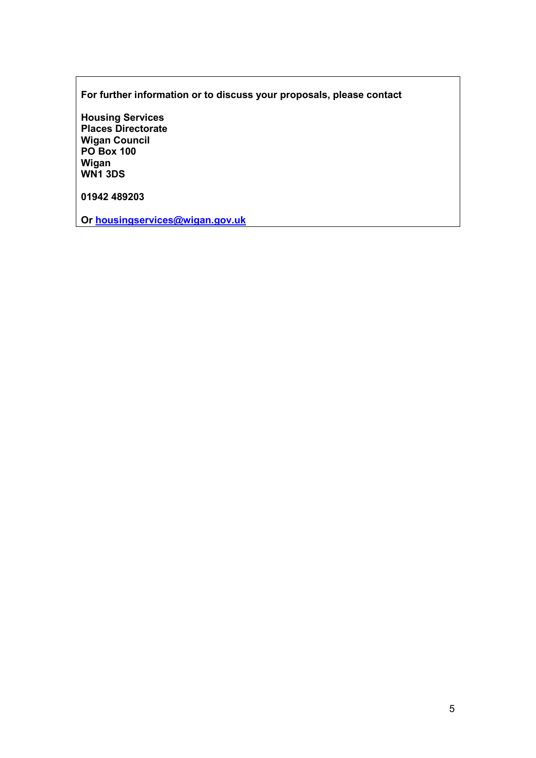**For further information or to discuss your proposals, please contact**

**Housing Services**
**Places Directorate**
**Wigan Council**
**PO Box 100**
**Wigan**
**WN1 3DS**

**01942 489203**

**Or [housingservices@wigan.gov.uk](mailto:housingservices@wigan.gov.uk)**